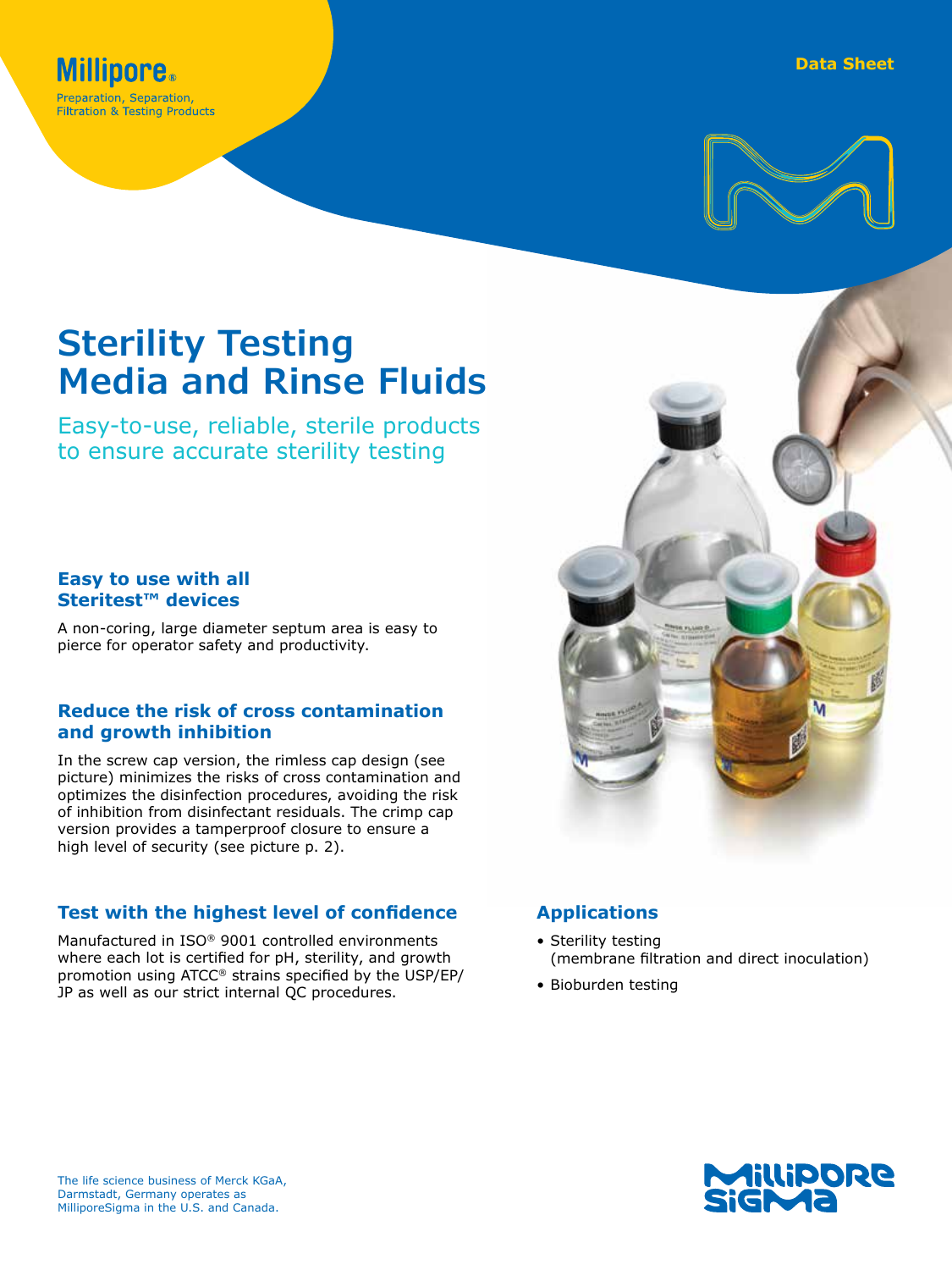Millipore®

Preparation, Separation, Filtration & Testing Products

Data Sheet

# Sterility Testing Media and Rinse Fluids

Easy-to-use, reliable, sterile products to ensure accurate sterility testing

### Easy to use with all Steritest™ devices

A non-coring, large diameter septum area is easy to pierce for operator safety and productivity.

### Reduce the risk of cross contamination and growth inhibition

In the screw cap version, the rimless cap design (see picture) minimizes the risks of cross contamination and optimizes the disinfection procedures, avoiding the risk of inhibition from disinfectant residuals. The crimp cap version provides a tamperproof closure to ensure a high level of security (see picture p. 2).

### Test with the highest level of confidence

Manufactured in ISO® 9001 controlled environments where each lot is certified for pH, sterility, and growth promotion using ATCC® strains specified by the USP/EP/JP as well as our strict internal QC procedures.

### Applications

- Sterility testing (membrane filtration and direct inoculation)
- Bioburden testing

The life science business of Merck KGaA, Darmstadt, Germany operates as MilliporeSigma in the U.S. and Canada.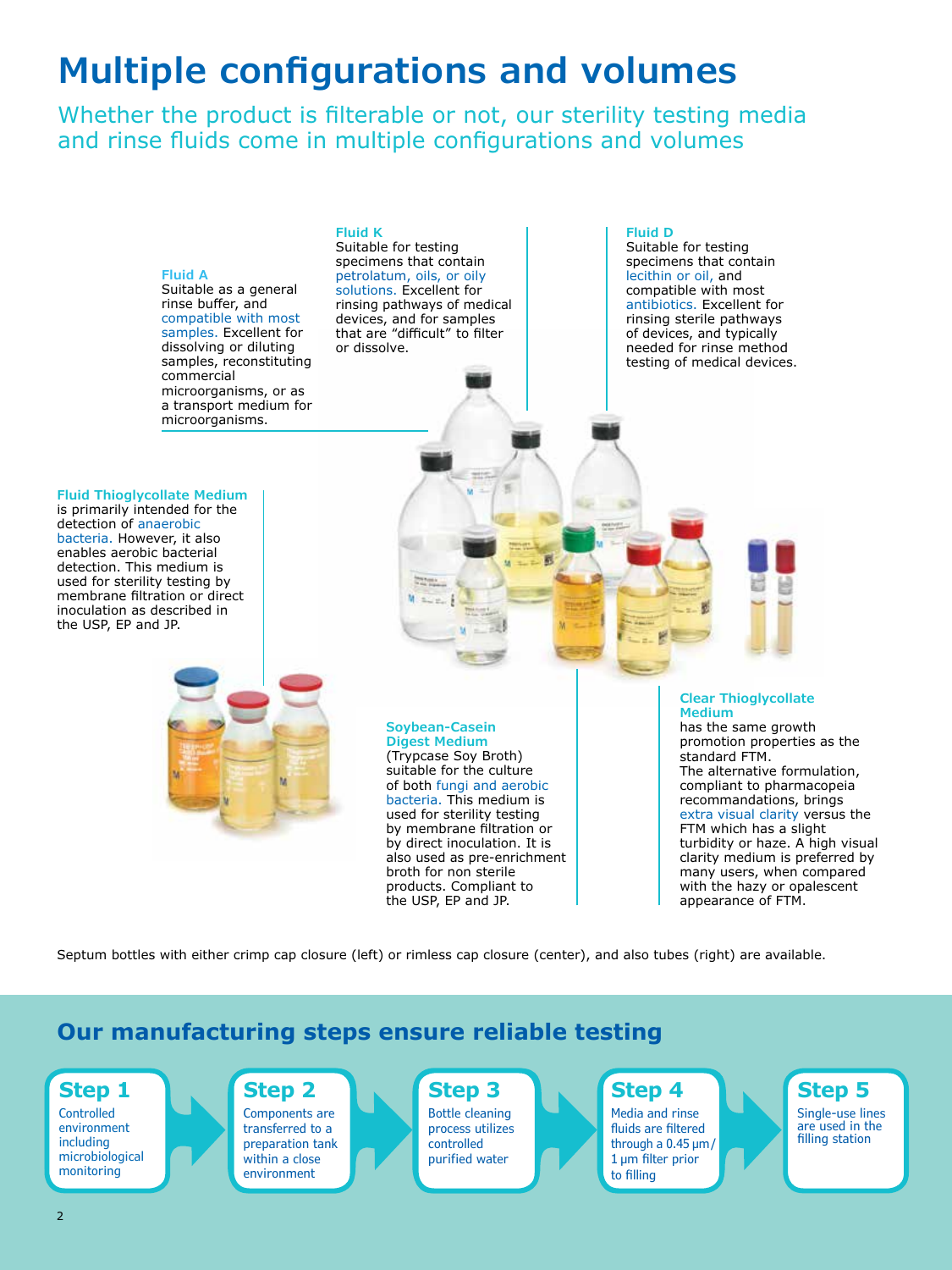# Multiple configurations and volumes

Whether the product is filterable or not, our sterility testing media and rinse fluids come in multiple configurations and volumes

**Fluid A**
Suitable as a general rinse buffer, and compatible with most samples. Excellent for dissolving or diluting samples, reconstituting commercial microorganisms, or as a transport medium for microorganisms.

**Fluid K**
Suitable for testing specimens that contain petrolatum, oils, or oily solutions. Excellent for rinsing pathways of medical devices, and for samples that are "difficult" to filter or dissolve.

**Fluid D**
Suitable for testing specimens that contain lecithin or oil, and compatible with most antibiotics. Excellent for rinsing sterile pathways of devices, and typically needed for rinse method testing of medical devices.

**Fluid Thioglycollate Medium** is primarily intended for the detection of anaerobic bacteria. However, it also enables aerobic bacterial detection. This medium is used for sterility testing by membrane filtration or direct inoculation as described in the USP, EP and JP.

**Soybean-Casein Digest Medium** (Trypcase Soy Broth) suitable for the culture of both fungi and aerobic bacteria. This medium is used for sterility testing by membrane filtration or by direct inoculation. It is also used as pre-enrichment broth for non sterile products. Compliant to the USP, EP and JP.

**Clear Thioglycollate Medium** has the same growth promotion properties as the standard FTM.
The alternative formulation, compliant to pharmacopeia recommandations, brings extra visual clarity versus the FTM which has a slight turbidity or haze. A high visual clarity medium is preferred by many users, when compared with the hazy or opalescent appearance of FTM.

Septum bottles with either crimp cap closure (left) or rimless cap closure (center), and also tubes (right) are available.

## Our manufacturing steps ensure reliable testing

**Step 1**
Controlled environment including microbiological monitoring

**Step 2**
Components are transferred to a preparation tank within a close environment

**Step 3**
Bottle cleaning process utilizes controlled purified water

**Step 4**
Media and rinse fluids are filtered through a 0.45 µm/1 µm filter prior to filling

**Step 5**
Single-use lines are used in the filling station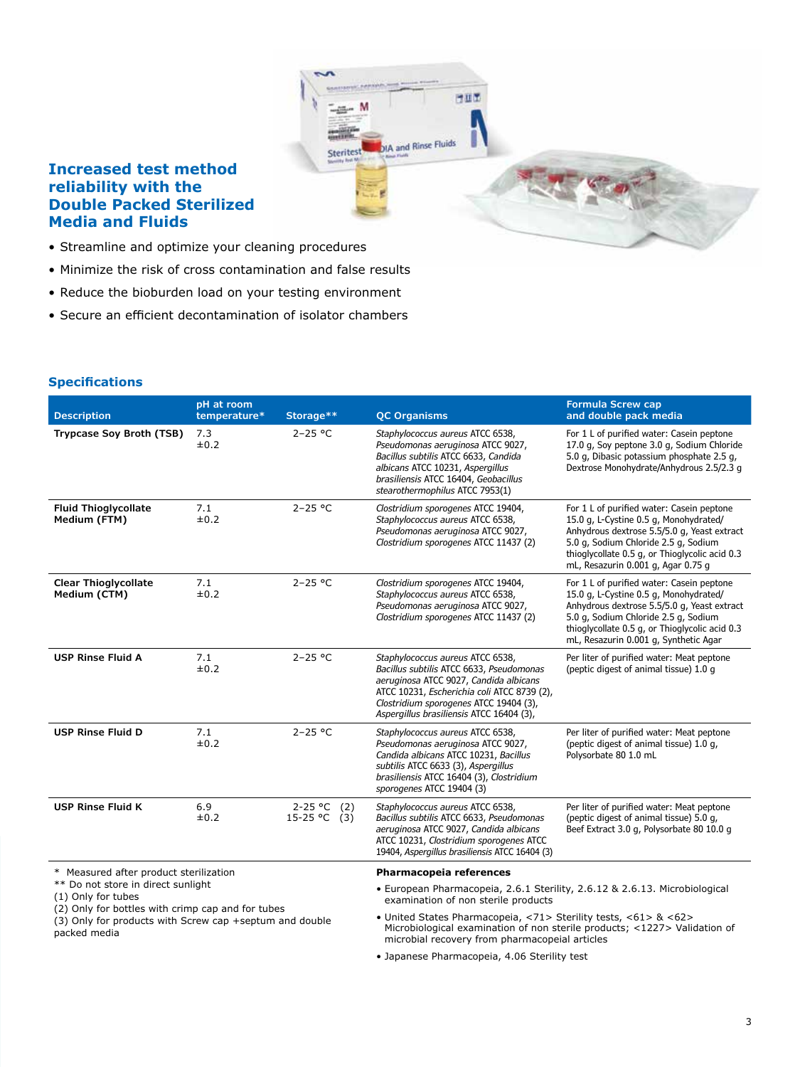## Increased test method reliability with the Double Packed Sterilized Media and Fluids

- Streamline and optimize your cleaning procedures
- Minimize the risk of cross contamination and false results
- Reduce the bioburden load on your testing environment
- Secure an efficient decontamination of isolator chambers

### Specifications

| Description | pH at room temperature* | Storage** | QC Organisms | Formula Screw cap and double pack media |
|---|---|---|---|---|
| **Trypcase Soy Broth (TSB)** | 7.3 ±0.2 | 2–25 °C | *Staphylococcus aureus* ATCC 6538, *Pseudomonas aeruginosa* ATCC 9027, *Bacillus subtilis* ATCC 6633, *Candida albicans* ATCC 10231, *Aspergillus brasiliensis* ATCC 16404, *Geobacillus stearothermophilus* ATCC 7953(1) | For 1 L of purified water: Casein peptone 17.0 g, Soy peptone 3.0 g, Sodium Chloride 5.0 g, Dibasic potassium phosphate 2.5 g, Dextrose Monohydrate/Anhydrous 2.5/2.3 g |
| **Fluid Thioglycollate Medium (FTM)** | 7.1 ±0.2 | 2–25 °C | *Clostridium sporogenes* ATCC 19404, *Staphylococcus aureus* ATCC 6538, *Pseudomonas aeruginosa* ATCC 9027, *Clostridium sporogenes* ATCC 11437 (2) | For 1 L of purified water: Casein peptone 15.0 g, L-Cystine 0.5 g, Monohydrated/ Anhydrous dextrose 5.5/5.0 g, Yeast extract 5.0 g, Sodium Chloride 2.5 g, Sodium thioglycollate 0.5 g, or Thioglycolic acid 0.3 mL, Resazurin 0.001 g, Agar 0.75 g |
| **Clear Thioglycollate Medium (CTM)** | 7.1 ±0.2 | 2–25 °C | *Clostridium sporogenes* ATCC 19404, *Staphylococcus aureus* ATCC 6538, *Pseudomonas aeruginosa* ATCC 9027, *Clostridium sporogenes* ATCC 11437 (2) | For 1 L of purified water: Casein peptone 15.0 g, L-Cystine 0.5 g, Monohydrated/ Anhydrous dextrose 5.5/5.0 g, Yeast extract 5.0 g, Sodium Chloride 2.5 g, Sodium thioglycollate 0.5 g, or Thioglycolic acid 0.3 mL, Resazurin 0.001 g, Synthetic Agar |
| **USP Rinse Fluid A** | 7.1 ±0.2 | 2–25 °C | *Staphylococcus aureus* ATCC 6538, *Bacillus subtilis* ATCC 6633, *Pseudomonas aeruginosa* ATCC 9027, *Candida albicans* ATCC 10231, *Escherichia coli* ATCC 8739 (2), *Clostridium sporogenes* ATCC 19404 (3), *Aspergillus brasiliensis* ATCC 16404 (3), | Per liter of purified water: Meat peptone (peptic digest of animal tissue) 1.0 g |
| **USP Rinse Fluid D** | 7.1 ±0.2 | 2–25 °C | *Staphylococcus aureus* ATCC 6538, *Pseudomonas aeruginosa* ATCC 9027, *Candida albicans* ATCC 10231, *Bacillus subtilis* ATCC 6633 (3), *Aspergillus brasiliensis* ATCC 16404 (3), *Clostridium sporogenes* ATCC 19404 (3) | Per liter of purified water: Meat peptone (peptic digest of animal tissue) 1.0 g, Polysorbate 80 1.0 mL |
| **USP Rinse Fluid K** | 6.9 ±0.2 | 2-25 °C (2) 15-25 °C (3) | *Staphylococcus aureus* ATCC 6538, *Bacillus subtilis* ATCC 6633, *Pseudomonas aeruginosa* ATCC 9027, *Candida albicans* ATCC 10231, *Clostridium sporogenes* ATCC 19404, *Aspergillus brasiliensis* ATCC 16404 (3) | Per liter of purified water: Meat peptone (peptic digest of animal tissue) 5.0 g, Beef Extract 3.0 g, Polysorbate 80 10.0 g |

\* Measured after product sterilization
** Do not store in direct sunlight
(1) Only for tubes
(2) Only for bottles with crimp cap and for tubes
(3) Only for products with Screw cap +septum and double packed media

**Pharmacopeia references**

- European Pharmacopeia, 2.6.1 Sterility, 2.6.12 & 2.6.13. Microbiological examination of non sterile products
- United States Pharmacopeia, <71> Sterility tests, <61> & <62> Microbiological examination of non sterile products; <1227> Validation of microbial recovery from pharmacopeial articles
- Japanese Pharmacopeia, 4.06 Sterility test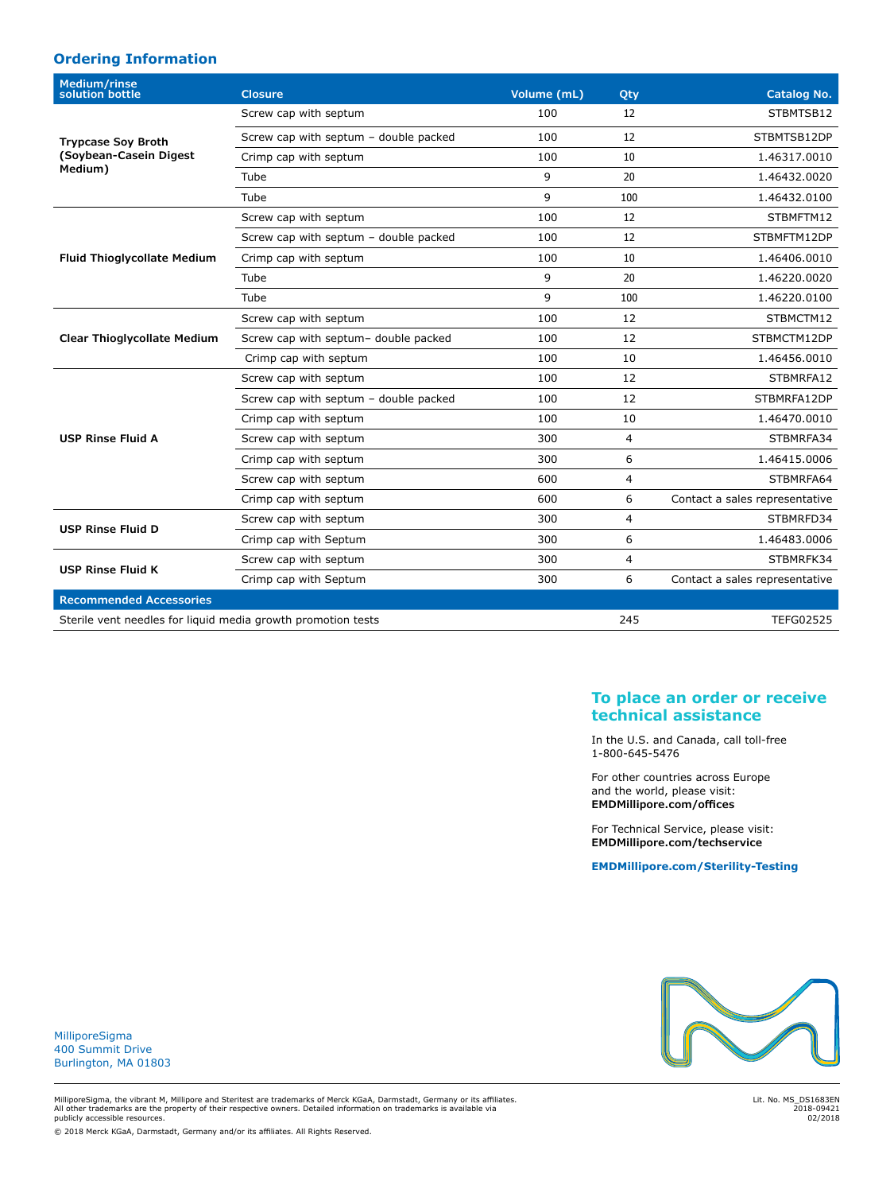## Ordering Information

| Medium/rinse solution bottle | Closure | Volume (mL) | Qty | Catalog No. |
|---|---|---|---|---|
| Trypcase Soy Broth (Soybean-Casein Digest Medium) | Screw cap with septum | 100 | 12 | STBMTSB12 |
| | Screw cap with septum – double packed | 100 | 12 | STBMTSB12DP |
| | Crimp cap with septum | 100 | 10 | 1.46317.0010 |
| | Tube | 9 | 20 | 1.46432.0020 |
| | Tube | 9 | 100 | 1.46432.0100 |
| Fluid Thioglycollate Medium | Screw cap with septum | 100 | 12 | STBMFTM12 |
| | Screw cap with septum – double packed | 100 | 12 | STBMFTM12DP |
| | Crimp cap with septum | 100 | 10 | 1.46406.0010 |
| | Tube | 9 | 20 | 1.46220.0020 |
| | Tube | 9 | 100 | 1.46220.0100 |
| Clear Thioglycollate Medium | Screw cap with septum | 100 | 12 | STBMCTM12 |
| | Screw cap with septum– double packed | 100 | 12 | STBMCTM12DP |
| | Crimp cap with septum | 100 | 10 | 1.46456.0010 |
| USP Rinse Fluid A | Screw cap with septum | 100 | 12 | STBMRFA12 |
| | Screw cap with septum – double packed | 100 | 12 | STBMRFA12DP |
| | Crimp cap with septum | 100 | 10 | 1.46470.0010 |
| | Screw cap with septum | 300 | 4 | STBMRFA34 |
| | Crimp cap with septum | 300 | 6 | 1.46415.0006 |
| | Screw cap with septum | 600 | 4 | STBMRFA64 |
| | Crimp cap with septum | 600 | 6 | Contact a sales representative |
| USP Rinse Fluid D | Screw cap with septum | 300 | 4 | STBMRFD34 |
| | Crimp cap with Septum | 300 | 6 | 1.46483.0006 |
| USP Rinse Fluid K | Screw cap with septum | 300 | 4 | STBMRFK34 |
| | Crimp cap with Septum | 300 | 6 | Contact a sales representative |
| **Recommended Accessories** | | | | |
| Sterile vent needles for liquid media growth promotion tests | | | 245 | TEFG02525 |

### To place an order or receive technical assistance

In the U.S. and Canada, call toll-free 1-800-645-5476

For other countries across Europe and the world, please visit: **EMDMillipore.com/offices**

For Technical Service, please visit: **EMDMillipore.com/techservice**

**EMDMillipore.com/Sterility-Testing**

MilliporeSigma
400 Summit Drive
Burlington, MA 01803

MilliporeSigma, the vibrant M, Millipore and Steritest are trademarks of Merck KGaA, Darmstadt, Germany or its affiliates. All other trademarks are the property of their respective owners. Detailed information on trademarks is available via publicly accessible resources.

© 2018 Merck KGaA, Darmstadt, Germany and/or its affiliates. All Rights Reserved.

Lit. No. MS_DS1683EN
2018-09421
02/2018